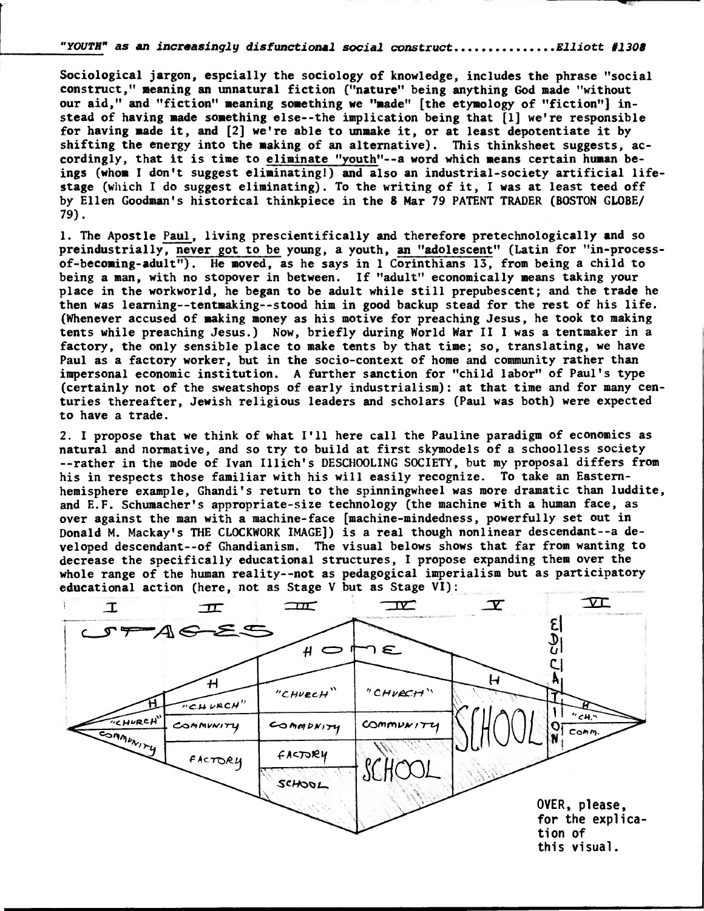*"YOUTH" as an increasingly disfunctional social construct...............Elliott #1308*

Sociological jargon, espcially the sociology of knowledge, includes the phrase "social construct," meaning an unnatural fiction ("nature" being anything God made "without our aid," and "fiction" meaning something we "made" [the etymology of "fiction"] instead of having made something else--the implication being that [1] we're responsible for having made it, and [2] we're able to unmake it, or at least depotentiate it by shifting the energy into the making of an alternative). This thinksheet suggests, accordingly, that it is time to eliminate "youth"--a word which means certain human beings (whom I don't suggest eliminating!) and also an industrial-society artificial lifestage (which I do suggest eliminating). To the writing of it, I was at least teed off by Ellen Goodman's historical thinkpiece in the 8 Mar 79 PATENT TRADER (BOSTON GLOBE/79).

1. The Apostle Paul, living prescientifically and therefore pretechnologically and so preindustrially, never got to be young, a youth, an "adolescent" (Latin for "in-process-of-becoming-adult"). He moved, as he says in 1 Corinthians 13, from being a child to being a man, with no stopover in between. If "adult" economically means taking your place in the workworld, he began to be adult while still prepubescent; and the trade he then was learning--tentmaking--stood him in good backup stead for the rest of his life. (Whenever accused of making money as his motive for preaching Jesus, he took to making tents while preaching Jesus.) Now, briefly during World War II I was a tentmaker in a factory, the only sensible place to make tents by that time; so, translating, we have Paul as a factory worker, but in the socio-context of home and community rather than impersonal economic institution. A further sanction for "child labor" of Paul's type (certainly not of the sweatshops of early industrialism): at that time and for many centuries thereafter, Jewish religious leaders and scholars (Paul was both) were expected to have a trade.

2. I propose that we think of what I'll here call the Pauline paradigm of economics as natural and normative, and so try to build at first skymodels of a schoolless society --rather in the mode of Ivan Illich's DESCHOOLING SOCIETY, but my proposal differs from his in respects those familiar with his will easily recognize. To take an Eastern-hemisphere example, Ghandi's return to the spinningwheel was more dramatic than luddite, and E.F. Schumacher's appropriate-size technology (the machine with a human face, as over against the man with a machine-face [machine-mindedness, powerfully set out in Donald M. Mackay's THE CLOCKWORK IMAGE]) is a real though nonlinear descendant--a developed descendant--of Ghandianism. The visual belows shows that far from wanting to decrease the specifically educational structures, I propose expanding them over the whole range of the human reality--not as pedagogical imperialism but as participatory educational action (here, not as Stage V but as Stage VI):

STAGES: I, II, III, IV, V, VI

| I | II | III | IV | V | VI |
|---|---|---|---|---|---|
| H | H | HOME | HOME | H | H |
| "CHURCH" | "CHURCH" | "CHURCH" | "CHURCH" | SCHOOL | "CH." |
| COMMUNITY | COMMUNITY | COMMUNITY | COMMUNITY | | COMM. |
| | FACTORY | FACTORY | SCHOOL | | EDUCATION |
| | | SCHOOL | | | |

OVER, please, for the explication of this visual.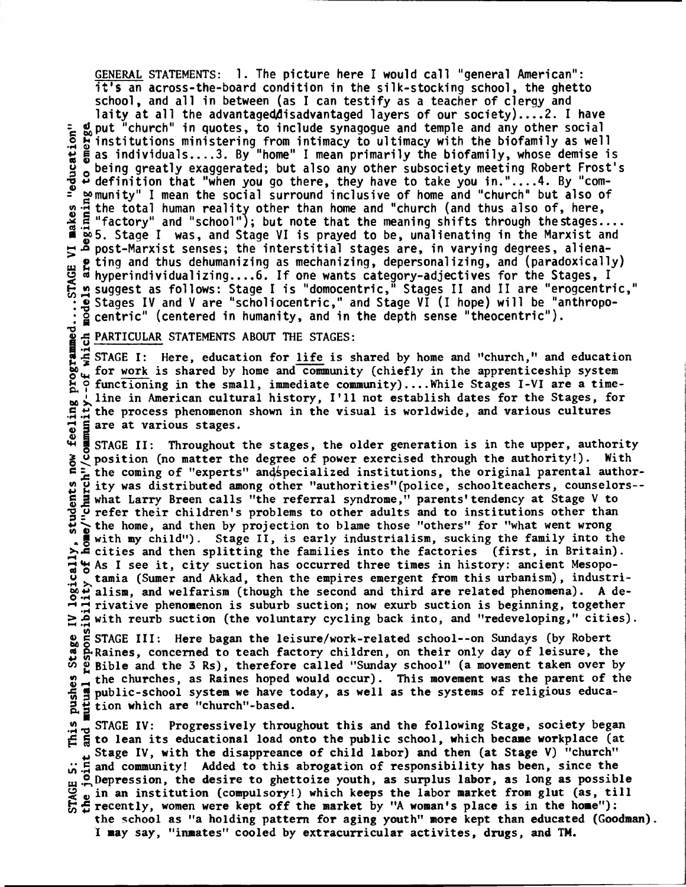GENERAL STATEMENTS: 1. The picture here I would call "general American": it's an across-the-board condition in the silk-stocking school, the ghetto school, and all in between (as I can testify as a teacher of clergy and laity at all the advantaged/disadvantaged layers of our society)....2. I have put "church" in quotes, to include synagogue and temple and any other social institutions ministering from intimacy to ultimacy with the biofamily as well as individuals....3. By "home" I mean primarily the biofamily, whose demise is being greatly exaggerated; but also any other subsociety meeting Robert Frost's definition that "when you go there, they have to take you in."....4. By "community" I mean the social surround inclusive of home and "church" but also of the total human reality other than home and "church (and thus also of, here, "factory" and "school"); but note that the meaning shifts through the stages.... 5. Stage I was, and Stage VI is prayed to be, unalienating in the Marxist and post-Marxist senses; the interstitial stages are, in varying degrees, alienating and thus dehumanizing as mechanizing, depersonalizing, and (paradoxically) hyperindividualizing....6. If one wants category-adjectives for the Stages, I suggest as follows: Stage I is "domocentric," Stages II and II are "erogcentric," Stages IV and V are "scholiocentric," and Stage VI (I hope) will be "anthropocentric" (centered in humanity, and in the depth sense "theocentric").

PARTICULAR STATEMENTS ABOUT THE STAGES:

STAGE I: Here, education for life is shared by home and "church," and education for work is shared by home and community (chiefly in the apprenticeship system functioning in the small, immediate community)....While Stages I-VI are a timeline in American cultural history, I'll not establish dates for the Stages, for the process phenomenon shown in the visual is worldwide, and various cultures are at various stages.

STAGE II: Throughout the stages, the older generation is in the upper, authority position (no matter the degree of power exercised through the authority!). With the coming of "experts" and specialized institutions, the original parental authority was distributed among other "authorities"(police, schoolteachers, counselors--what Larry Breen calls "the referral syndrome," parents' tendency at Stage V to refer their children's problems to other adults and to institutions other than the home, and then by projection to blame those "others" for "what went wrong with my child"). Stage II, is early industrialism, sucking the family into the cities and then splitting the families into the factories (first, in Britain). As I see it, city suction has occurred three times in history: ancient Mesopotamia (Sumer and Akkad, then the empires emergent from this urbanism), industrialism, and welfarism (though the second and third are related phenomena). A derivative phenomenon is suburb suction; now exurb suction is beginning, together with reurb suction (the voluntary cycling back into, and "redeveloping," cities).

STAGE III: Here bagan the leisure/work-related school--on Sundays (by Robert Raines, concerned to teach factory children, on their only day of leisure, the Bible and the 3 Rs), therefore called "Sunday school" (a movement taken over by the churches, as Raines hoped would occur). This movement was the parent of the public-school system we have today, as well as the systems of religious education which are "church"-based.

STAGE IV: Progressively throughout this and the following Stage, society began to lean its educational load onto the public school, which became workplace (at Stage IV, with the disappreance of child labor) and then (at Stage V) "church" and community! Added to this abrogation of responsibility has been, since the Depression, the desire to ghettoize youth, as surplus labor, as long as possible in an institution (compulsory!) which keeps the labor market from glut (as, till recently, women were kept off the market by "A woman's place is in the home"): the school as "a holding pattern for aging youth" more kept than educated (Goodman). I may say, "inmates" cooled by extracurricular activites, drugs, and TM.

STAGE 5: This pushes Stage IV logically, students now feeling programmed...STAGE VI makes "education" the joint and mutual responsibility of home/"church"/community--of which models are beginning to emerge.